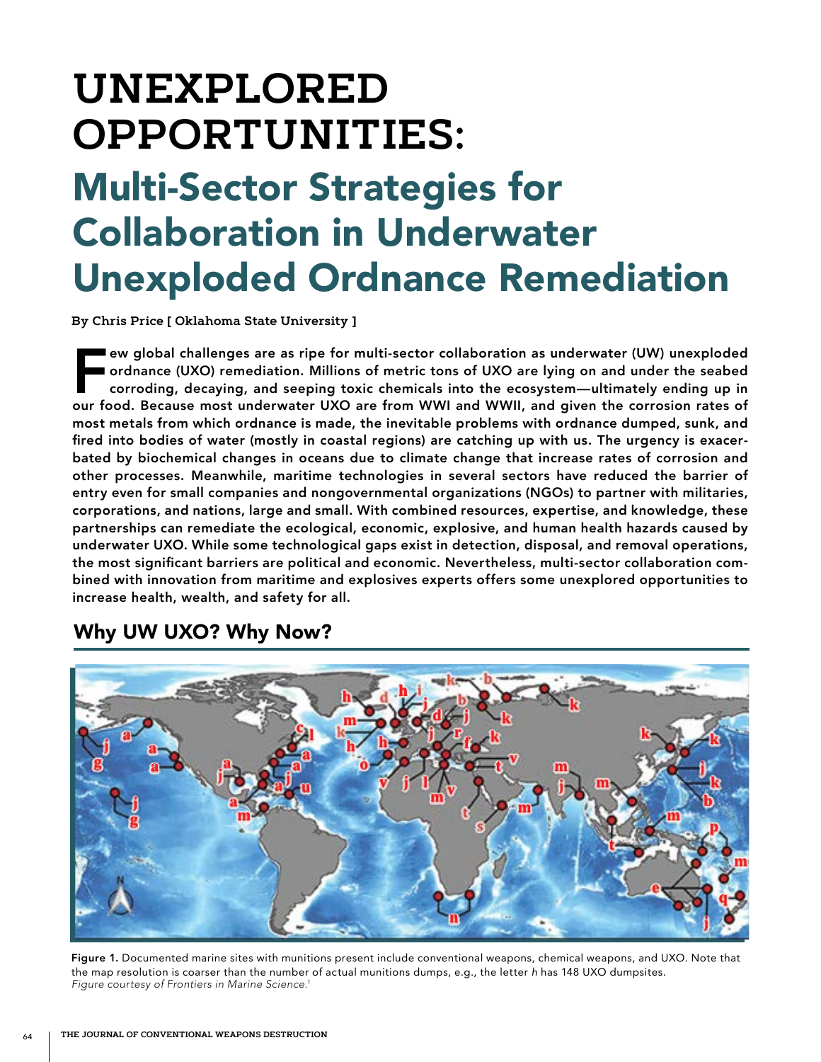# UNEXPLORED OPPORTUNITIES:

# Multi-Sector Strategies for Collaboration in Underwater Unexploded Ordnance Remediation

**By Chris Price [ Oklahoma State University ]**

**Few global challenges are as ripe for multi-sector collaboration as underwater (UW) unexploded ordnance (UXO) remediation. Millions of metric tons of UXO are lying on and under the seabed corroding, decaying, and seeping toxic chemicals into the ecosystem—ultimately ending up in our food. Because most underwater UXO are from WWI and WWII, and given the corrosion rates of most metals from which ordnance is made, the inevitable problems with ordnance dumped, sunk, and fired into bodies of water (mostly in coastal regions) are catching up with us. The urgency is exacerbated by biochemical changes in oceans due to climate change that increase rates of corrosion and other processes. Meanwhile, maritime technologies in several sectors have reduced the barrier of entry even for small companies and nongovernmental organizations (NGOs) to partner with militaries, corporations, and nations, large and small. With combined resources, expertise, and knowledge, these partnerships can remediate the ecological, economic, explosive, and human health hazards caused by underwater UXO. While some technological gaps exist in detection, disposal, and removal operations, the most significant barriers are political and economic. Nevertheless, multi-sector collaboration combined with innovation from maritime and explosives experts offers some unexplored opportunities to increase health, wealth, and safety for all.**

## Why UW UXO? Why Now?

Figure 1. Documented marine sites with munitions present include conventional weapons, chemical weapons, and UXO. Note that the map resolution is coarser than the number of actual munitions dumps, e.g., the letter *h* has 148 UXO dumpsites.
*Figure courtesy of Frontiers in Marine Science.*[1]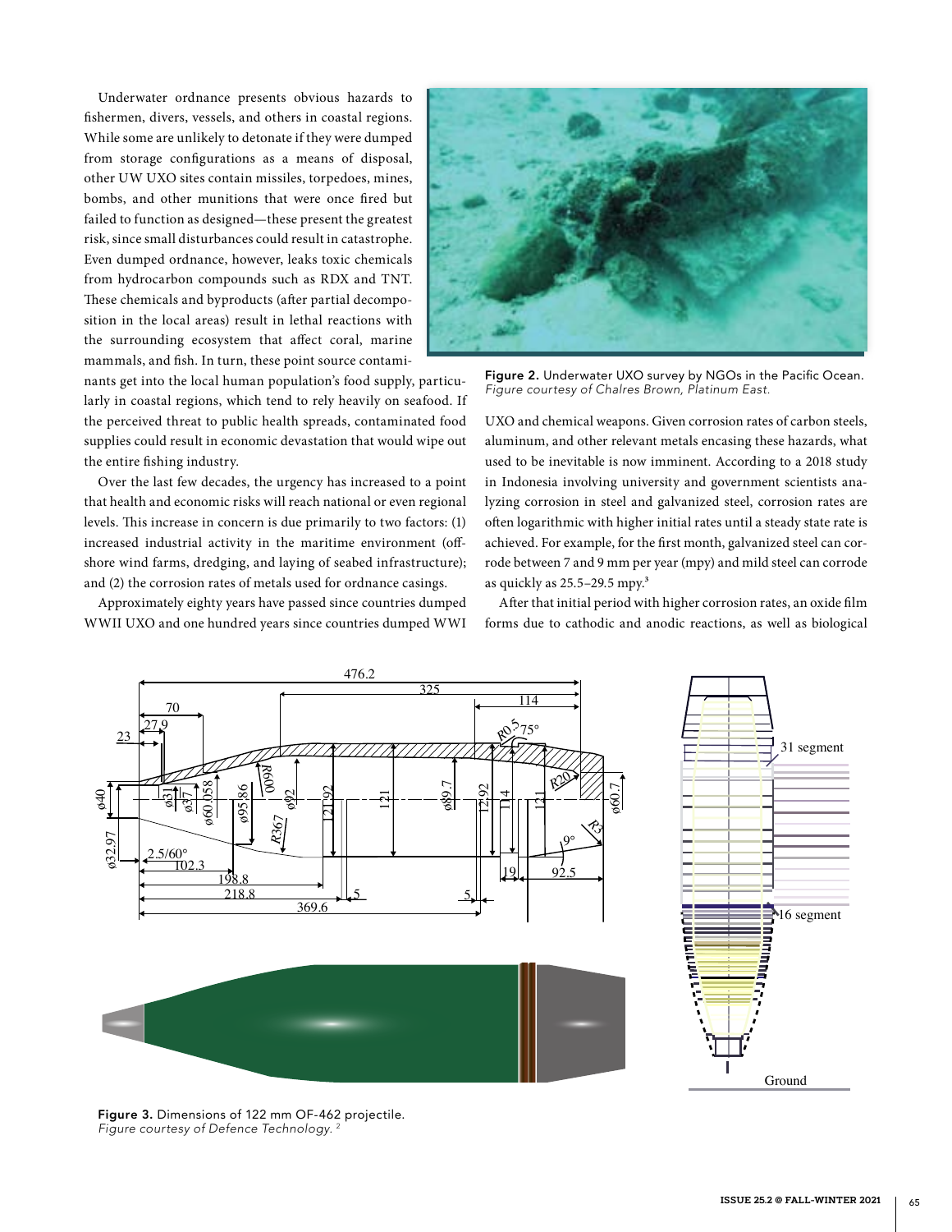Underwater ordnance presents obvious hazards to fishermen, divers, vessels, and others in coastal regions. While some are unlikely to detonate if they were dumped from storage configurations as a means of disposal, other UW UXO sites contain missiles, torpedoes, mines, bombs, and other munitions that were once fired but failed to function as designed—these present the greatest risk, since small disturbances could result in catastrophe. Even dumped ordnance, however, leaks toxic chemicals from hydrocarbon compounds such as RDX and TNT. These chemicals and byproducts (after partial decomposition in the local areas) result in lethal reactions with the surrounding ecosystem that affect coral, marine mammals, and fish. In turn, these point source contaminants get into the local human population's food supply, particularly in coastal regions, which tend to rely heavily on seafood. If the perceived threat to public health spreads, contaminated food supplies could result in economic devastation that would wipe out the entire fishing industry.

Over the last few decades, the urgency has increased to a point that health and economic risks will reach national or even regional levels. This increase in concern is due primarily to two factors: (1) increased industrial activity in the maritime environment (offshore wind farms, dredging, and laying of seabed infrastructure); and (2) the corrosion rates of metals used for ordnance casings.

Approximately eighty years have passed since countries dumped WWII UXO and one hundred years since countries dumped WWI UXO and chemical weapons. Given corrosion rates of carbon steels, aluminum, and other relevant metals encasing these hazards, what used to be inevitable is now imminent. According to a 2018 study in Indonesia involving university and government scientists analyzing corrosion in steel and galvanized steel, corrosion rates are often logarithmic with higher initial rates until a steady state rate is achieved. For example, for the first month, galvanized steel can corrode between 7 and 9 mm per year (mpy) and mild steel can corrode as quickly as 25.5–29.5 mpy.[3]

After that initial period with higher corrosion rates, an oxide film forms due to cathodic and anodic reactions, as well as biological

**Figure 2.** Underwater UXO survey by NGOs in the Pacific Ocean.
*Figure courtesy of Chalres Brown, Platinum East.*

**Figure 3.** Dimensions of 122 mm OF-462 projectile.
*Figure courtesy of Defence Technology.* [2]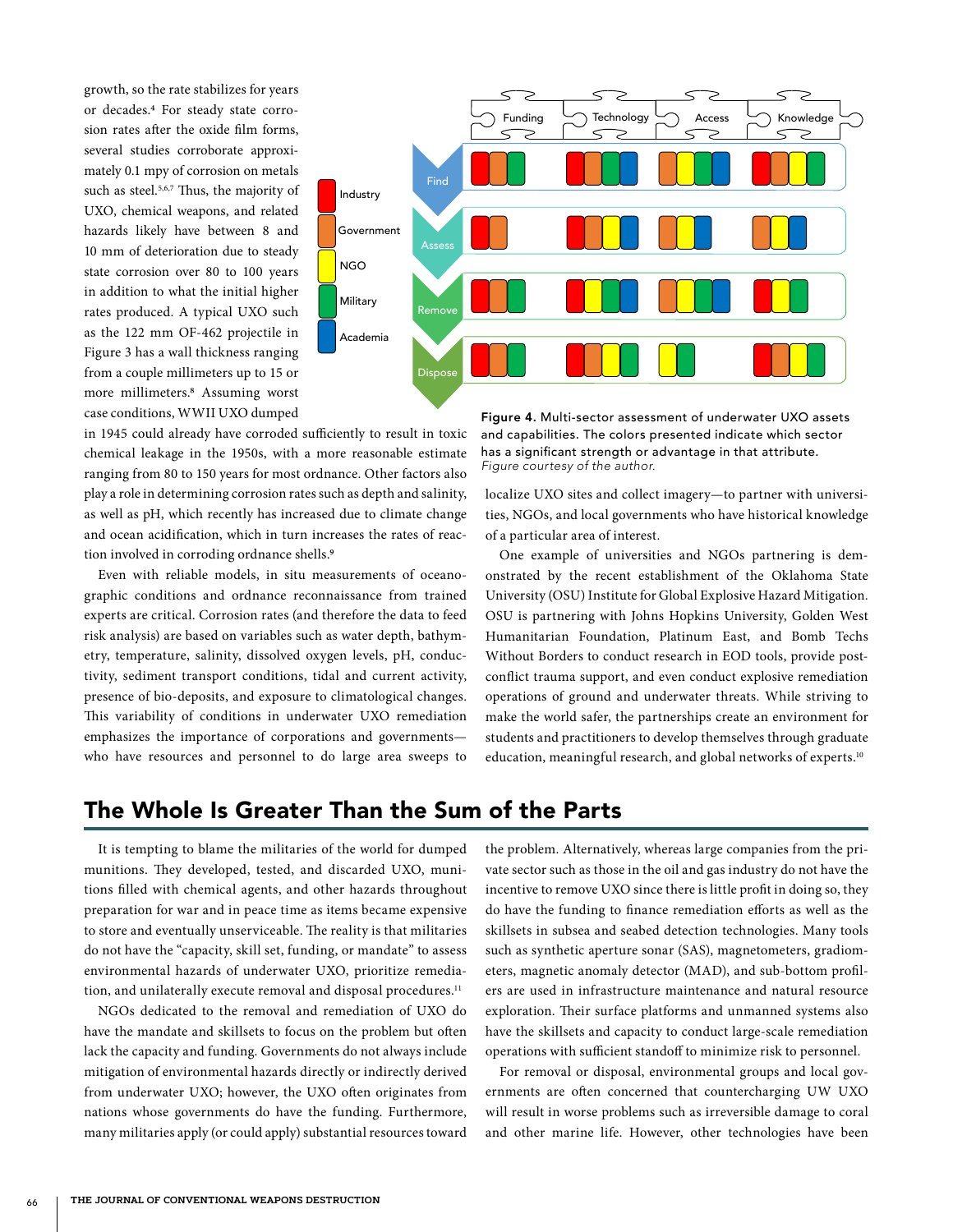growth, so the rate stabilizes for years or decades.[4] For steady state corrosion rates after the oxide film forms, several studies corroborate approximately 0.1 mpy of corrosion on metals such as steel.[5,6,7] Thus, the majority of UXO, chemical weapons, and related hazards likely have between 8 and 10 mm of deterioration due to steady state corrosion over 80 to 100 years in addition to what the initial higher rates produced. A typical UXO such as the 122 mm OF-462 projectile in Figure 3 has a wall thickness ranging from a couple millimeters up to 15 or more millimeters.[8] Assuming worst case conditions, WWII UXO dumped in 1945 could already have corroded sufficiently to result in toxic chemical leakage in the 1950s, with a more reasonable estimate ranging from 80 to 150 years for most ordnance. Other factors also play a role in determining corrosion rates such as depth and salinity, as well as pH, which recently has increased due to climate change and ocean acidification, which in turn increases the rates of reaction involved in corroding ordnance shells.[9]

Even with reliable models, in situ measurements of oceanographic conditions and ordnance reconnaissance from trained experts are critical. Corrosion rates (and therefore the data to feed risk analysis) are based on variables such as water depth, bathymetry, temperature, salinity, dissolved oxygen levels, pH, conductivity, sediment transport conditions, tidal and current activity, presence of bio-deposits, and exposure to climatological changes. This variability of conditions in underwater UXO remediation emphasizes the importance of corporations and governments—who have resources and personnel to do large area sweeps to localize UXO sites and collect imagery—to partner with universities, NGOs, and local governments who have historical knowledge of a particular area of interest.

One example of universities and NGOs partnering is demonstrated by the recent establishment of the Oklahoma State University (OSU) Institute for Global Explosive Hazard Mitigation. OSU is partnering with Johns Hopkins University, Golden West Humanitarian Foundation, Platinum East, and Bomb Techs Without Borders to conduct research in EOD tools, provide post-conflict trauma support, and even conduct explosive remediation operations of ground and underwater threats. While striving to make the world safer, the partnerships create an environment for students and practitioners to develop themselves through graduate education, meaningful research, and global networks of experts.[10]

| | Funding | Technology | Access | Knowledge |
|---|---|---|---|---|
| Find | Industry, Government, Military | Industry, Government, Military, Academia | Government, NGO, Military, Academia | Industry, Government, NGO, Military |
| Assess | Industry, Government | Industry, Government, NGO, Academia | Government, NGO, Academia | Government, NGO, Academia |
| Remove | Industry, Government, Military | Industry, NGO, Military, Academia | Government, NGO, Military, Academia | Industry, NGO, Military |
| Dispose | Industry, Government, Military | Industry, Government, NGO, Military | NGO, Military | Industry, Government, NGO, Military |

Figure 4. Multi-sector assessment of underwater UXO assets and capabilities. The colors presented indicate which sector has a significant strength or advantage in that attribute.
*Figure courtesy of the author.*

## The Whole Is Greater Than the Sum of the Parts

It is tempting to blame the militaries of the world for dumped munitions. They developed, tested, and discarded UXO, munitions filled with chemical agents, and other hazards throughout preparation for war and in peace time as items became expensive to store and eventually unserviceable. The reality is that militaries do not have the "capacity, skill set, funding, or mandate" to assess environmental hazards of underwater UXO, prioritize remediation, and unilaterally execute removal and disposal procedures.[11]

NGOs dedicated to the removal and remediation of UXO do have the mandate and skillsets to focus on the problem but often lack the capacity and funding. Governments do not always include mitigation of environmental hazards directly or indirectly derived from underwater UXO; however, the UXO often originates from nations whose governments do have the funding. Furthermore, many militaries apply (or could apply) substantial resources toward the problem. Alternatively, whereas large companies from the private sector such as those in the oil and gas industry do not have the incentive to remove UXO since there is little profit in doing so, they do have the funding to finance remediation efforts as well as the skillsets in subsea and seabed detection technologies. Many tools such as synthetic aperture sonar (SAS), magnetometers, gradiometers, magnetic anomaly detector (MAD), and sub-bottom profilers are used in infrastructure maintenance and natural resource exploration. Their surface platforms and unmanned systems also have the skillsets and capacity to conduct large-scale remediation operations with sufficient standoff to minimize risk to personnel.

For removal or disposal, environmental groups and local governments are often concerned that countercharging UW UXO will result in worse problems such as irreversible damage to coral and other marine life. However, other technologies have been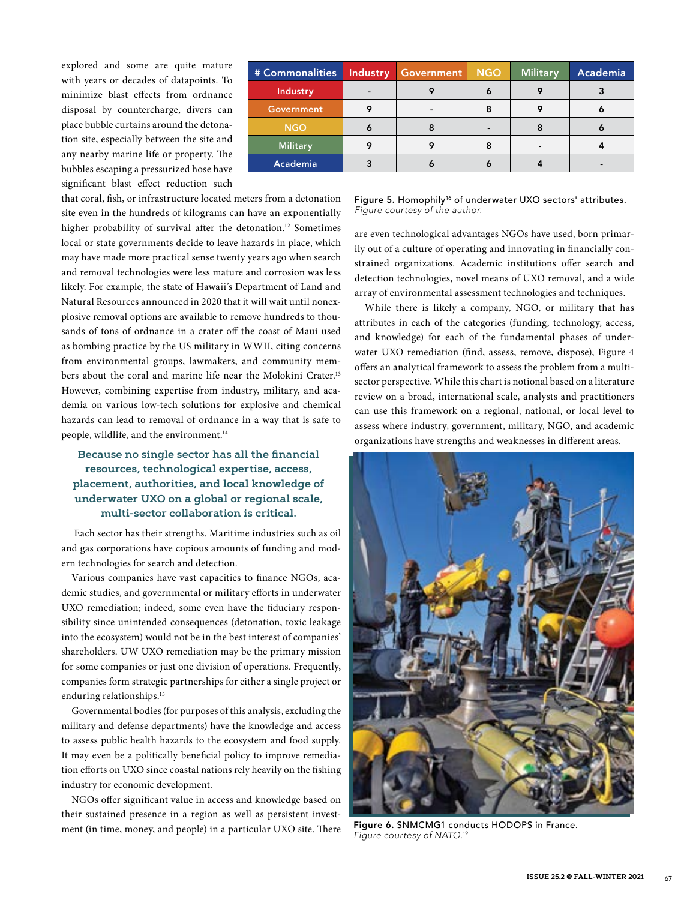explored and some are quite mature with years or decades of datapoints. To minimize blast effects from ordnance disposal by countercharge, divers can place bubble curtains around the detonation site, especially between the site and any nearby marine life or property. The bubbles escaping a pressurized hose have significant blast effect reduction such that coral, fish, or infrastructure located meters from a detonation site even in the hundreds of kilograms can have an exponentially higher probability of survival after the detonation.[12] Sometimes local or state governments decide to leave hazards in place, which may have made more practical sense twenty years ago when search and removal technologies were less mature and corrosion was less likely. For example, the state of Hawaii's Department of Land and Natural Resources announced in 2020 that it will wait until nonexplosive removal options are available to remove hundreds to thousands of tons of ordnance in a crater off the coast of Maui used as bombing practice by the US military in WWII, citing concerns from environmental groups, lawmakers, and community members about the coral and marine life near the Molokini Crater.[13] However, combining expertise from industry, military, and academia on various low-tech solutions for explosive and chemical hazards can lead to removal of ordnance in a way that is safe to people, wildlife, and the environment.[14]

**Because no single sector has all the financial resources, technological expertise, access, placement, authorities, and local knowledge of underwater UXO on a global or regional scale, multi-sector collaboration is critical.**

Each sector has their strengths. Maritime industries such as oil and gas corporations have copious amounts of funding and modern technologies for search and detection.

Various companies have vast capacities to finance NGOs, academic studies, and governmental or military efforts in underwater UXO remediation; indeed, some even have the fiduciary responsibility since unintended consequences (detonation, toxic leakage into the ecosystem) would not be in the best interest of companies' shareholders. UW UXO remediation may be the primary mission for some companies or just one division of operations. Frequently, companies form strategic partnerships for either a single project or enduring relationships.[15]

Governmental bodies (for purposes of this analysis, excluding the military and defense departments) have the knowledge and access to assess public health hazards to the ecosystem and food supply. It may even be a politically beneficial policy to improve remediation efforts on UXO since coastal nations rely heavily on the fishing industry for economic development.

NGOs offer significant value in access and knowledge based on their sustained presence in a region as well as persistent investment (in time, money, and people) in a particular UXO site. There are even technological advantages NGOs have used, born primarily out of a culture of operating and innovating in financially constrained organizations. Academic institutions offer search and detection technologies, novel means of UXO removal, and a wide array of environmental assessment technologies and techniques.

While there is likely a company, NGO, or military that has attributes in each of the categories (funding, technology, access, and knowledge) for each of the fundamental phases of underwater UXO remediation (find, assess, remove, dispose), Figure 4 offers an analytical framework to assess the problem from a multi-sector perspective. While this chart is notional based on a literature review on a broad, international scale, analysts and practitioners can use this framework on a regional, national, or local level to assess where industry, government, military, NGO, and academic organizations have strengths and weaknesses in different areas.

| # Commonalities | Industry | Government | NGO | Military | Academia |
|---|---|---|---|---|---|
| Industry | - | 9 | 6 | 9 | 3 |
| Government | 9 | - | 8 | 9 | 6 |
| NGO | 6 | 8 | - | 8 | 6 |
| Military | 9 | 9 | 8 | - | 4 |
| Academia | 3 | 6 | 6 | 4 | - |

**Figure 5.** Homophily[16] of underwater UXO sectors' attributes.
*Figure courtesy of the author.*

**Figure 6.** SNMCMG1 conducts HODOPS in France.
*Figure courtesy of NATO.*[19]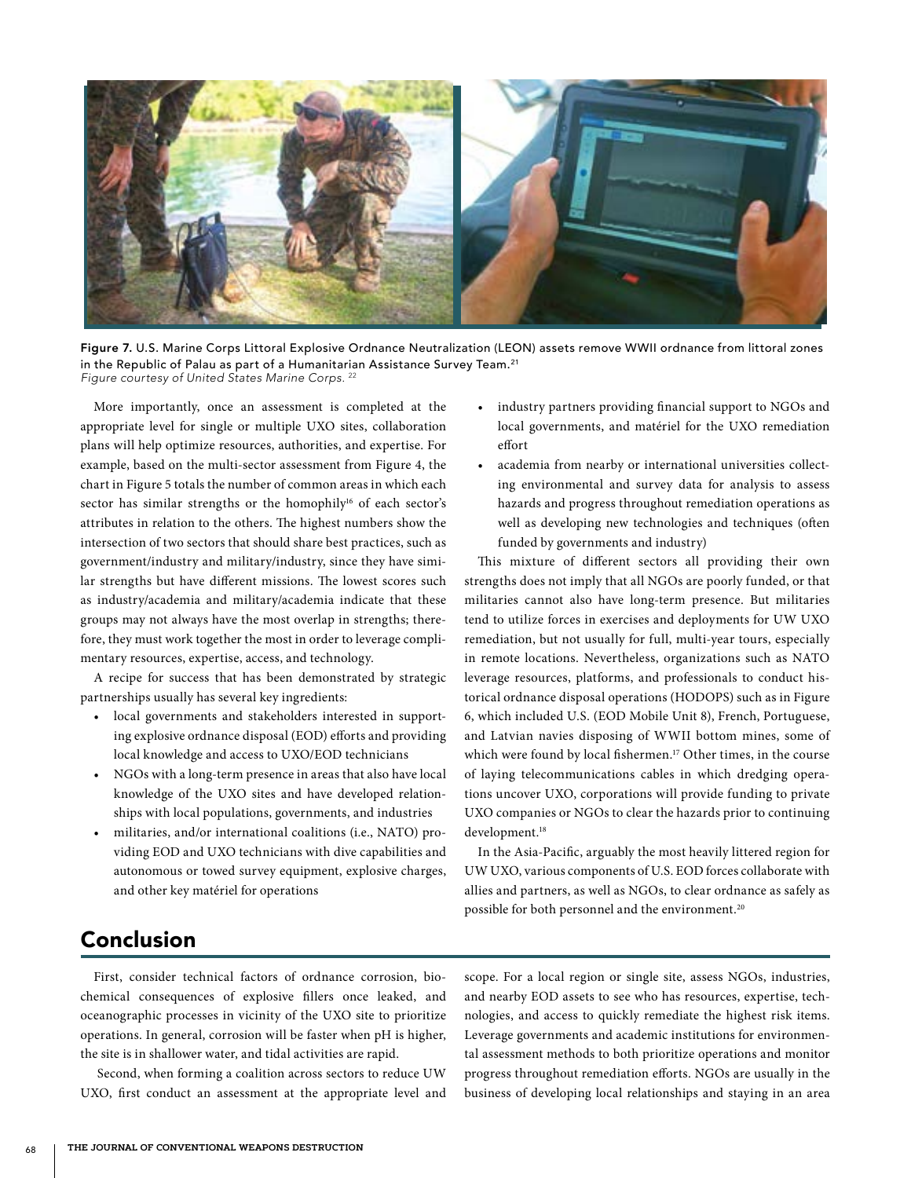Figure 7. U.S. Marine Corps Littoral Explosive Ordnance Neutralization (LEON) assets remove WWII ordnance from littoral zones in the Republic of Palau as part of a Humanitarian Assistance Survey Team.[21]
*Figure courtesy of United States Marine Corps.* [22]

More importantly, once an assessment is completed at the appropriate level for single or multiple UXO sites, collaboration plans will help optimize resources, authorities, and expertise. For example, based on the multi-sector assessment from Figure 4, the chart in Figure 5 totals the number of common areas in which each sector has similar strengths or the homophily[16] of each sector's attributes in relation to the others. The highest numbers show the intersection of two sectors that should share best practices, such as government/industry and military/industry, since they have similar strengths but have different missions. The lowest scores such as industry/academia and military/academia indicate that these groups may not always have the most overlap in strengths; therefore, they must work together the most in order to leverage complimentary resources, expertise, access, and technology.

A recipe for success that has been demonstrated by strategic partnerships usually has several key ingredients:

- local governments and stakeholders interested in supporting explosive ordnance disposal (EOD) efforts and providing local knowledge and access to UXO/EOD technicians
- NGOs with a long-term presence in areas that also have local knowledge of the UXO sites and have developed relationships with local populations, governments, and industries
- militaries, and/or international coalitions (i.e., NATO) providing EOD and UXO technicians with dive capabilities and autonomous or towed survey equipment, explosive charges, and other key matériel for operations
- industry partners providing financial support to NGOs and local governments, and matériel for the UXO remediation effort
- academia from nearby or international universities collecting environmental and survey data for analysis to assess hazards and progress throughout remediation operations as well as developing new technologies and techniques (often funded by governments and industry)

This mixture of different sectors all providing their own strengths does not imply that all NGOs are poorly funded, or that militaries cannot also have long-term presence. But militaries tend to utilize forces in exercises and deployments for UW UXO remediation, but not usually for full, multi-year tours, especially in remote locations. Nevertheless, organizations such as NATO leverage resources, platforms, and professionals to conduct historical ordnance disposal operations (HODOPS) such as in Figure 6, which included U.S. (EOD Mobile Unit 8), French, Portuguese, and Latvian navies disposing of WWII bottom mines, some of which were found by local fishermen.[17] Other times, in the course of laying telecommunications cables in which dredging operations uncover UXO, corporations will provide funding to private UXO companies or NGOs to clear the hazards prior to continuing development.[18]

In the Asia-Pacific, arguably the most heavily littered region for UW UXO, various components of U.S. EOD forces collaborate with allies and partners, as well as NGOs, to clear ordnance as safely as possible for both personnel and the environment.[20]

## Conclusion

First, consider technical factors of ordnance corrosion, biochemical consequences of explosive fillers once leaked, and oceanographic processes in vicinity of the UXO site to prioritize operations. In general, corrosion will be faster when pH is higher, the site is in shallower water, and tidal activities are rapid.

Second, when forming a coalition across sectors to reduce UW UXO, first conduct an assessment at the appropriate level and scope. For a local region or single site, assess NGOs, industries, and nearby EOD assets to see who has resources, expertise, technologies, and access to quickly remediate the highest risk items. Leverage governments and academic institutions for environmental assessment methods to both prioritize operations and monitor progress throughout remediation efforts. NGOs are usually in the business of developing local relationships and staying in an area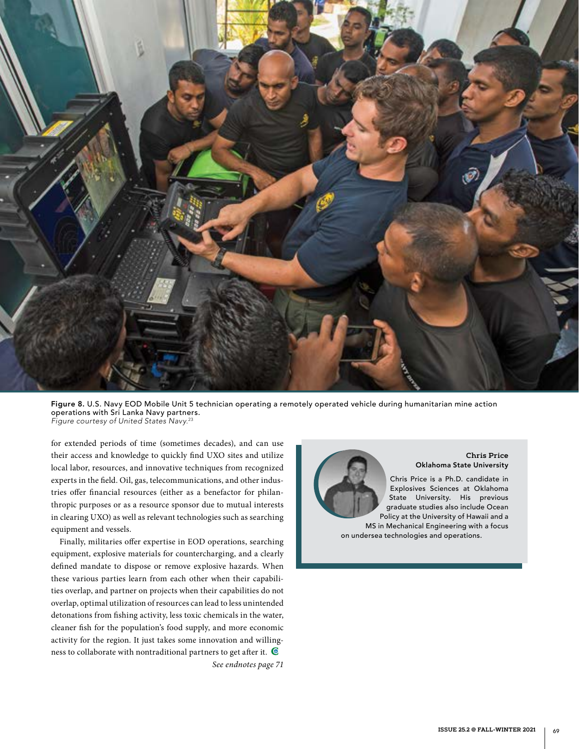Figure 8. U.S. Navy EOD Mobile Unit 5 technician operating a remotely operated vehicle during humanitarian mine action operations with Sri Lanka Navy partners.
*Figure courtesy of United States Navy.[23]*

for extended periods of time (sometimes decades), and can use their access and knowledge to quickly find UXO sites and utilize local labor, resources, and innovative techniques from recognized experts in the field. Oil, gas, telecommunications, and other industries offer financial resources (either as a benefactor for philanthropic purposes or as a resource sponsor due to mutual interests in clearing UXO) as well as relevant technologies such as searching equipment and vessels.

Finally, militaries offer expertise in EOD operations, searching equipment, explosive materials for countercharging, and a clearly defined mandate to dispose or remove explosive hazards. When these various parties learn from each other when their capabilities overlap, and partner on projects when their capabilities do not overlap, optimal utilization of resources can lead to less unintended detonations from fishing activity, less toxic chemicals in the water, cleaner fish for the population's food supply, and more economic activity for the region. It just takes some innovation and willingness to collaborate with nontraditional partners to get after it.

*See endnotes page 71*

**Chris Price**
**Oklahoma State University**

Chris Price is a Ph.D. candidate in Explosives Sciences at Oklahoma State University. His previous graduate studies also include Ocean Policy at the University of Hawaii and a MS in Mechanical Engineering with a focus on undersea technologies and operations.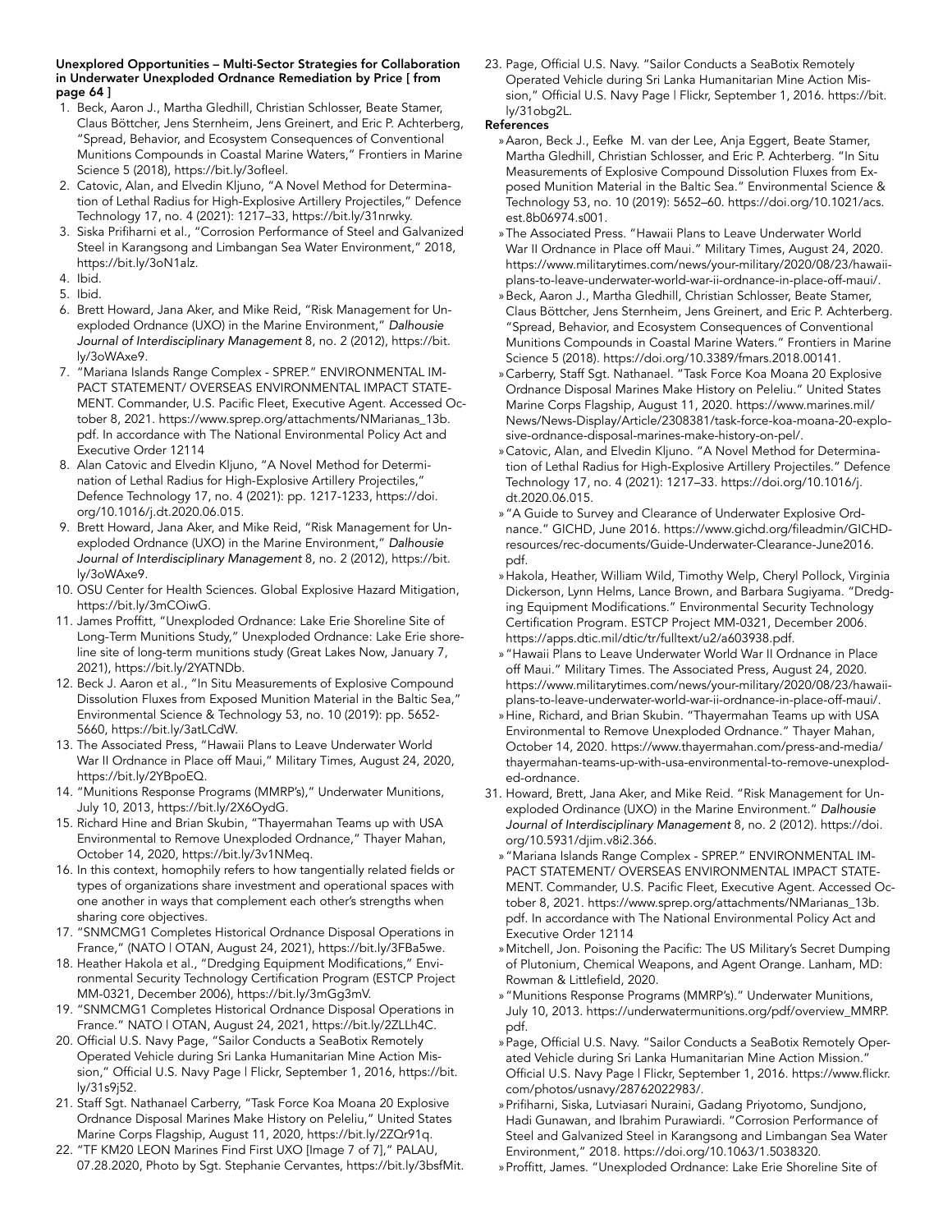**Unexplored Opportunities – Multi-Sector Strategies for Collaboration in Underwater Unexploded Ordnance Remediation by Price [ from page 64 ]**

1. Beck, Aaron J., Martha Gledhill, Christian Schlosser, Beate Stamer, Claus Böttcher, Jens Sternheim, Jens Greinert, and Eric P. Achterberg, "Spread, Behavior, and Ecosystem Consequences of Conventional Munitions Compounds in Coastal Marine Waters," Frontiers in Marine Science 5 (2018), https://bit.ly/3ofleel.
2. Catovic, Alan, and Elvedin Kljuno, "A Novel Method for Determination of Lethal Radius for High-Explosive Artillery Projectiles," Defence Technology 17, no. 4 (2021): 1217–33, https://bit.ly/31nrwky.
3. Siska Prifiharni et al., "Corrosion Performance of Steel and Galvanized Steel in Karangsong and Limbangan Sea Water Environment," 2018, https://bit.ly/3oN1alz.
4. Ibid.
5. Ibid.
6. Brett Howard, Jana Aker, and Mike Reid, "Risk Management for Unexploded Ordnance (UXO) in the Marine Environment," *Dalhousie Journal of Interdisciplinary Management* 8, no. 2 (2012), https://bit.ly/3oWAxe9.
7. "Mariana Islands Range Complex - SPREP." ENVIRONMENTAL IMPACT STATEMENT/ OVERSEAS ENVIRONMENTAL IMPACT STATEMENT. Commander, U.S. Pacific Fleet, Executive Agent. Accessed October 8, 2021. https://www.sprep.org/attachments/NMarianas_13b.pdf. In accordance with The National Environmental Policy Act and Executive Order 12114
8. Alan Catovic and Elvedin Kljuno, "A Novel Method for Determination of Lethal Radius for High-Explosive Artillery Projectiles," Defence Technology 17, no. 4 (2021): pp. 1217-1233, https://doi.org/10.1016/j.dt.2020.06.015.
9. Brett Howard, Jana Aker, and Mike Reid, "Risk Management for Unexploded Ordnance (UXO) in the Marine Environment," *Dalhousie Journal of Interdisciplinary Management* 8, no. 2 (2012), https://bit.ly/3oWAxe9.
10. OSU Center for Health Sciences. Global Explosive Hazard Mitigation, https://bit.ly/3mCOiwG.
11. James Proffitt, "Unexploded Ordnance: Lake Erie Shoreline Site of Long-Term Munitions Study," Unexploded Ordnance: Lake Erie shoreline site of long-term munitions study (Great Lakes Now, January 7, 2021), https://bit.ly/2YATNDb.
12. Beck J. Aaron et al., "In Situ Measurements of Explosive Compound Dissolution Fluxes from Exposed Munition Material in the Baltic Sea," Environmental Science & Technology 53, no. 10 (2019): pp. 5652-5660, https://bit.ly/3atLCdW.
13. The Associated Press, "Hawaii Plans to Leave Underwater World War II Ordnance in Place off Maui," Military Times, August 24, 2020, https://bit.ly/2YBpoEQ.
14. "Munitions Response Programs (MMRP's)," Underwater Munitions, July 10, 2013, https://bit.ly/2X6OydG.
15. Richard Hine and Brian Skubin, "Thayermahan Teams up with USA Environmental to Remove Unexploded Ordnance," Thayer Mahan, October 14, 2020, https://bit.ly/3v1NMeq.
16. In this context, homophily refers to how tangentially related fields or types of organizations share investment and operational spaces with one another in ways that complement each other's strengths when sharing core objectives.
17. "SNMCMG1 Completes Historical Ordnance Disposal Operations in France," (NATO | OTAN, August 24, 2021), https://bit.ly/3FBa5we.
18. Heather Hakola et al., "Dredging Equipment Modifications," Environmental Security Technology Certification Program (ESTCP Project MM-0321, December 2006), https://bit.ly/3mGg3mV.
19. "SNMCMG1 Completes Historical Ordnance Disposal Operations in France." NATO | OTAN, August 24, 2021, https://bit.ly/2ZLLh4C.
20. Official U.S. Navy Page, "Sailor Conducts a SeaBotix Remotely Operated Vehicle during Sri Lanka Humanitarian Mine Action Mission," Official U.S. Navy Page | Flickr, September 1, 2016, https://bit.ly/31s9j52.
21. Staff Sgt. Nathanael Carberry, "Task Force Koa Moana 20 Explosive Ordnance Disposal Marines Make History on Peleliu," United States Marine Corps Flagship, August 11, 2020, https://bit.ly/2ZQr91q.
22. "TF KM20 LEON Marines Find First UXO [Image 7 of 7]," PALAU, 07.28.2020, Photo by Sgt. Stephanie Cervantes, https://bit.ly/3bsfMit.
23. Page, Official U.S. Navy. "Sailor Conducts a SeaBotix Remotely Operated Vehicle during Sri Lanka Humanitarian Mine Action Mission," Official U.S. Navy Page | Flickr, September 1, 2016. https://bit.ly/31obg2L.

**References**

- Aaron, Beck J., Eefke M. van der Lee, Anja Eggert, Beate Stamer, Martha Gledhill, Christian Schlosser, and Eric P. Achterberg. "In Situ Measurements of Explosive Compound Dissolution Fluxes from Exposed Munition Material in the Baltic Sea." Environmental Science & Technology 53, no. 10 (2019): 5652–60. https://doi.org/10.1021/acs.est.8b06974.s001.
- The Associated Press. "Hawaii Plans to Leave Underwater World War II Ordnance in Place off Maui." Military Times, August 24, 2020. https://www.militarytimes.com/news/your-military/2020/08/23/hawaii-plans-to-leave-underwater-world-war-ii-ordnance-in-place-off-maui/.
- Beck, Aaron J., Martha Gledhill, Christian Schlosser, Beate Stamer, Claus Böttcher, Jens Sternheim, Jens Greinert, and Eric P. Achterberg. "Spread, Behavior, and Ecosystem Consequences of Conventional Munitions Compounds in Coastal Marine Waters." Frontiers in Marine Science 5 (2018). https://doi.org/10.3389/fmars.2018.00141.
- Carberry, Staff Sgt. Nathanael. "Task Force Koa Moana 20 Explosive Ordnance Disposal Marines Make History on Peleliu." United States Marine Corps Flagship, August 11, 2020. https://www.marines.mil/News/News-Display/Article/2308381/task-force-koa-moana-20-explosive-ordnance-disposal-marines-make-history-on-pel/.
- Catovic, Alan, and Elvedin Kljuno. "A Novel Method for Determination of Lethal Radius for High-Explosive Artillery Projectiles." Defence Technology 17, no. 4 (2021): 1217–33. https://doi.org/10.1016/j.dt.2020.06.015.
- "A Guide to Survey and Clearance of Underwater Explosive Ordnance." GICHD, June 2016. https://www.gichd.org/fileadmin/GICHD-resources/rec-documents/Guide-Underwater-Clearance-June2016.pdf.
- Hakola, Heather, William Wild, Timothy Welp, Cheryl Pollock, Virginia Dickerson, Lynn Helms, Lance Brown, and Barbara Sugiyama. "Dredging Equipment Modifications." Environmental Security Technology Certification Program. ESTCP Project MM-0321, December 2006. https://apps.dtic.mil/dtic/tr/fulltext/u2/a603938.pdf.
- "Hawaii Plans to Leave Underwater World War II Ordnance in Place off Maui." Military Times. The Associated Press, August 24, 2020. https://www.militarytimes.com/news/your-military/2020/08/23/hawaii-plans-to-leave-underwater-world-war-ii-ordnance-in-place-off-maui/.
- Hine, Richard, and Brian Skubin. "Thayermahan Teams up with USA Environmental to Remove Unexploded Ordnance." Thayer Mahan, October 14, 2020. https://www.thayermahan.com/press-and-media/thayermahan-teams-up-with-usa-environmental-to-remove-unexploded-ordnance.

31. Howard, Brett, Jana Aker, and Mike Reid. "Risk Management for Unexploded Ordnance (UXO) in the Marine Environment." *Dalhousie Journal of Interdisciplinary Management* 8, no. 2 (2012). https://doi.org/10.5931/djim.v8i2.366.

- "Mariana Islands Range Complex - SPREP." ENVIRONMENTAL IMPACT STATEMENT/ OVERSEAS ENVIRONMENTAL IMPACT STATEMENT. Commander, U.S. Pacific Fleet, Executive Agent. Accessed October 8, 2021. https://www.sprep.org/attachments/NMarianas_13b.pdf. In accordance with The National Environmental Policy Act and Executive Order 12114
- Mitchell, Jon. Poisoning the Pacific: The US Military's Secret Dumping of Plutonium, Chemical Weapons, and Agent Orange. Lanham, MD: Rowman & Littlefield, 2020.
- "Munitions Response Programs (MMRP's)." Underwater Munitions, July 10, 2013. https://underwatermunitions.org/pdf/overview_MMRP.pdf.
- Page, Official U.S. Navy. "Sailor Conducts a SeaBotix Remotely Operated Vehicle during Sri Lanka Humanitarian Mine Action Mission." Official U.S. Navy Page | Flickr, September 1, 2016. https://www.flickr.com/photos/usnavy/28762022983/.
- Prifiharni, Siska, Lutviasari Nuraini, Gadang Priyotomo, Sundjono, Hadi Gunawan, and Ibrahim Purawiardi. "Corrosion Performance of Steel and Galvanized Steel in Karangsong and Limbangan Sea Water Environment," 2018. https://doi.org/10.1063/1.5038320.
- Proffitt, James. "Unexploded Ordnance: Lake Erie Shoreline Site of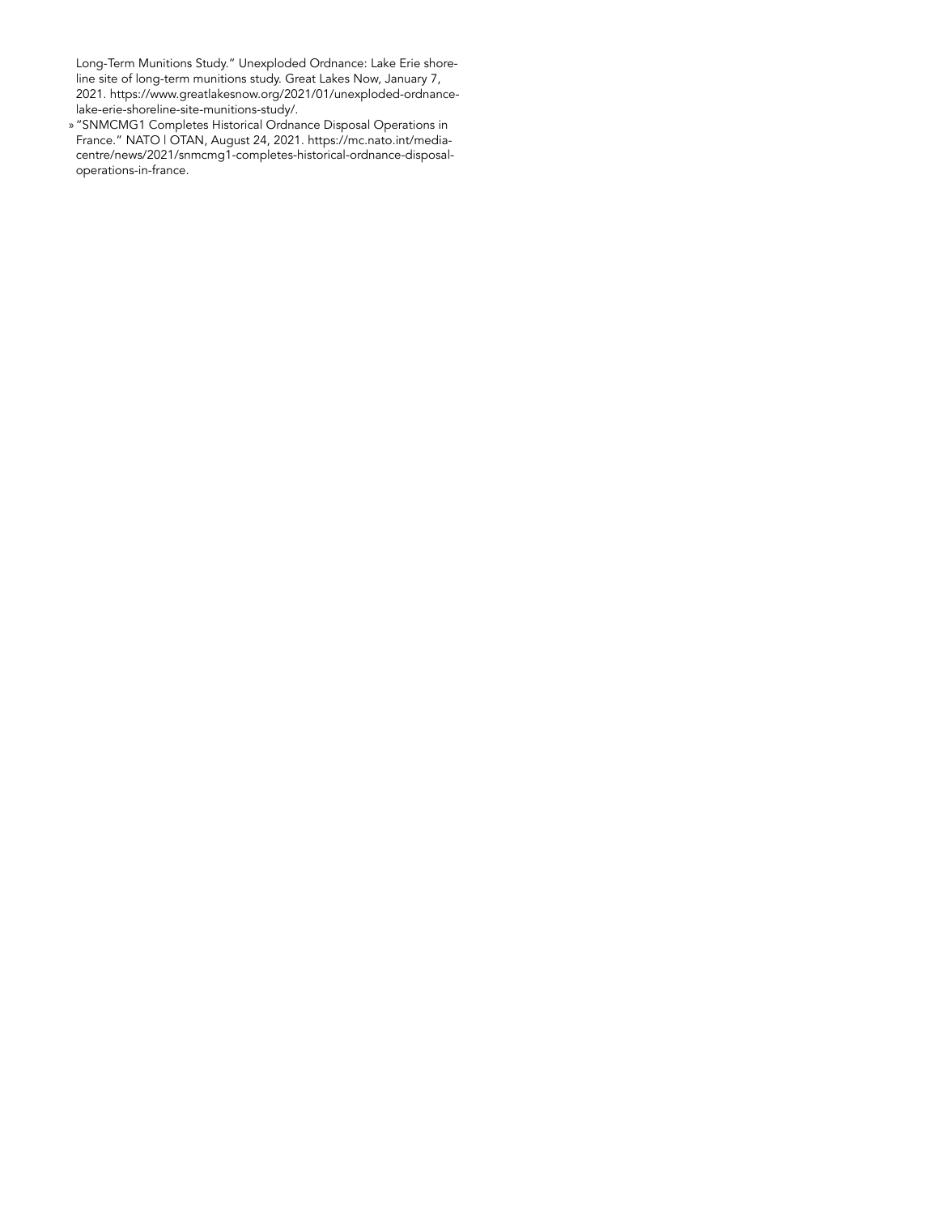Long-Term Munitions Study." Unexploded Ordnance: Lake Erie shoreline site of long-term munitions study. Great Lakes Now, January 7, 2021. https://www.greatlakesnow.org/2021/01/unexploded-ordnance-lake-erie-shoreline-site-munitions-study/.

- "SNMCMG1 Completes Historical Ordnance Disposal Operations in France." NATO | OTAN, August 24, 2021. https://mc.nato.int/media-centre/news/2021/snmcmg1-completes-historical-ordnance-disposal-operations-in-france.